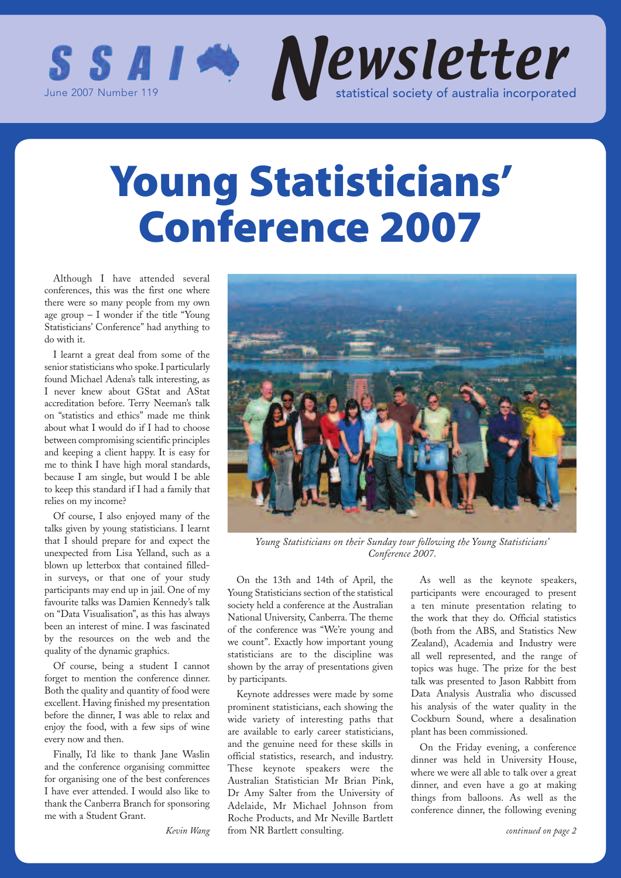# SSAI Newsletter

June 2007 Number 119

statistical society of australia incorporated

# Young Statisticians' Conference 2007

Although I have attended several conferences, this was the first one where there were so many people from my own age group – I wonder if the title "Young Statisticians' Conference" had anything to do with it.

I learnt a great deal from some of the senior statisticians who spoke. I particularly found Michael Adena's talk interesting, as I never knew about GStat and AStat accreditation before. Terry Neeman's talk on "statistics and ethics" made me think about what I would do if I had to choose between compromising scientific principles and keeping a client happy. It is easy for me to think I have high moral standards, because I am single, but would I be able to keep this standard if I had a family that relies on my income?

Of course, I also enjoyed many of the talks given by young statisticians. I learnt that I should prepare for and expect the unexpected from Lisa Yelland, such as a blown up letterbox that contained filled-in surveys, or that one of your study participants may end up in jail. One of my favourite talks was Damien Kennedy's talk on "Data Visualisation", as this has always been an interest of mine. I was fascinated by the resources on the web and the quality of the dynamic graphics.

Of course, being a student I cannot forget to mention the conference dinner. Both the quality and quantity of food were excellent. Having finished my presentation before the dinner, I was able to relax and enjoy the food, with a few sips of wine every now and then.

Finally, I'd like to thank Jane Waslin and the conference organising committee for organising one of the best conferences I have ever attended. I would also like to thank the Canberra Branch for sponsoring me with a Student Grant.

*Kevin Wang*

*Young Statisticians on their Sunday tour following the Young Statisticians' Conference 2007.*

On the 13th and 14th of April, the Young Statisticians section of the statistical society held a conference at the Australian National University, Canberra. The theme of the conference was "We're young and we count". Exactly how important young statisticians are to the discipline was shown by the array of presentations given by participants.

Keynote addresses were made by some prominent statisticians, each showing the wide variety of interesting paths that are available to early career statisticians, and the genuine need for these skills in official statistics, research, and industry. These keynote speakers were the Australian Statistician Mr Brian Pink, Dr Amy Salter from the University of Adelaide, Mr Michael Johnson from Roche Products, and Mr Neville Bartlett from NR Bartlett consulting.

As well as the keynote speakers, participants were encouraged to present a ten minute presentation relating to the work that they do. Official statistics (both from the ABS, and Statistics New Zealand), Academia and Industry were all well represented, and the range of topics was huge. The prize for the best talk was presented to Jason Rabbitt from Data Analysis Australia who discussed his analysis of the water quality in the Cockburn Sound, where a desalination plant has been commissioned.

On the Friday evening, a conference dinner was held in University House, where we were all able to talk over a great dinner, and even have a go at making things from balloons. As well as the conference dinner, the following evening

*continued on page 2*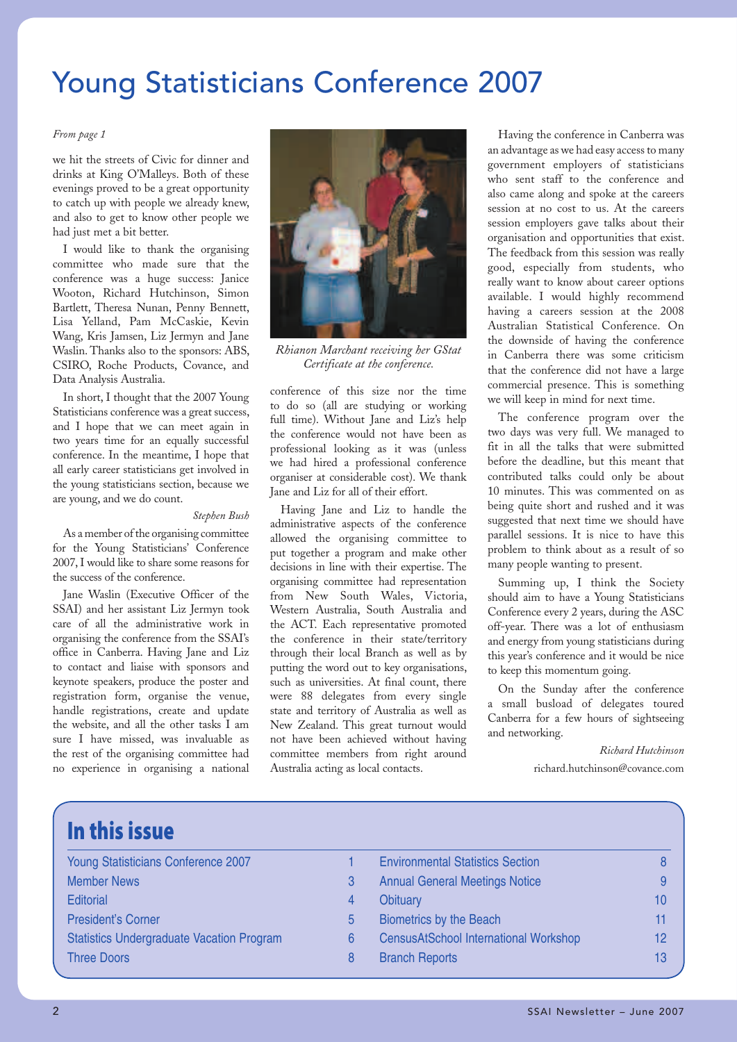# Young Statisticians Conference 2007

*From page 1*

we hit the streets of Civic for dinner and drinks at King O'Malleys. Both of these evenings proved to be a great opportunity to catch up with people we already knew, and also to get to know other people we had just met a bit better.

I would like to thank the organising committee who made sure that the conference was a huge success: Janice Wooton, Richard Hutchinson, Simon Bartlett, Theresa Nunan, Penny Bennett, Lisa Yelland, Pam McCaskie, Kevin Wang, Kris Jamsen, Liz Jermyn and Jane Waslin. Thanks also to the sponsors: ABS, CSIRO, Roche Products, Covance, and Data Analysis Australia.

In short, I thought that the 2007 Young Statisticians conference was a great success, and I hope that we can meet again in two years time for an equally successful conference. In the meantime, I hope that all early career statisticians get involved in the young statisticians section, because we are young, and we do count.

*Stephen Bush*

As a member of the organising committee for the Young Statisticians' Conference 2007, I would like to share some reasons for the success of the conference.

Jane Waslin (Executive Officer of the SSAI) and her assistant Liz Jermyn took care of all the administrative work in organising the conference from the SSAI's office in Canberra. Having Jane and Liz to contact and liaise with sponsors and keynote speakers, produce the poster and registration form, organise the venue, handle registrations, create and update the website, and all the other tasks I am sure I have missed, was invaluable as the rest of the organising committee had no experience in organising a national conference of this size nor the time to do so (all are studying or working full time). Without Jane and Liz's help the conference would not have been as professional looking as it was (unless we had hired a professional conference organiser at considerable cost). We thank Jane and Liz for all of their effort.

*Rhianon Marchant receiving her GStat Certificate at the conference.*

Having Jane and Liz to handle the administrative aspects of the conference allowed the organising committee to put together a program and make other decisions in line with their expertise. The organising committee had representation from New South Wales, Victoria, Western Australia, South Australia and the ACT. Each representative promoted the conference in their state/territory through their local Branch as well as by putting the word out to key organisations, such as universities. At final count, there were 88 delegates from every single state and territory of Australia as well as New Zealand. This great turnout would not have been achieved without having committee members from right around Australia acting as local contacts.

Having the conference in Canberra was an advantage as we had easy access to many government employers of statisticians who sent staff to the conference and also came along and spoke at the careers session at no cost to us. At the careers session employers gave talks about their organisation and opportunities that exist. The feedback from this session was really good, especially from students, who really want to know about career options available. I would highly recommend having a careers session at the 2008 Australian Statistical Conference. On the downside of having the conference in Canberra there was some criticism that the conference did not have a large commercial presence. This is something we will keep in mind for next time.

The conference program over the two days was very full. We managed to fit in all the talks that were submitted before the deadline, but this meant that contributed talks could only be about 10 minutes. This was commented on as being quite short and rushed and it was suggested that next time we should have parallel sessions. It is nice to have this problem to think about as a result of so many people wanting to present.

Summing up, I think the Society should aim to have a Young Statisticians Conference every 2 years, during the ASC off-year. There was a lot of enthusiasm and energy from young statisticians during this year's conference and it would be nice to keep this momentum going.

On the Sunday after the conference a small busload of delegates toured Canberra for a few hours of sightseeing and networking.

*Richard Hutchinson*
richard.hutchinson@covance.com

## In this issue

| | | | |
|---|---|---|---|
| Young Statisticians Conference 2007 | 1 | Environmental Statistics Section | 8 |
| Member News | 3 | Annual General Meetings Notice | 9 |
| Editorial | 4 | Obituary | 10 |
| President's Corner | 5 | Biometrics by the Beach | 11 |
| Statistics Undergraduate Vacation Program | 6 | CensusAtSchool International Workshop | 12 |
| Three Doors | 8 | Branch Reports | 13 |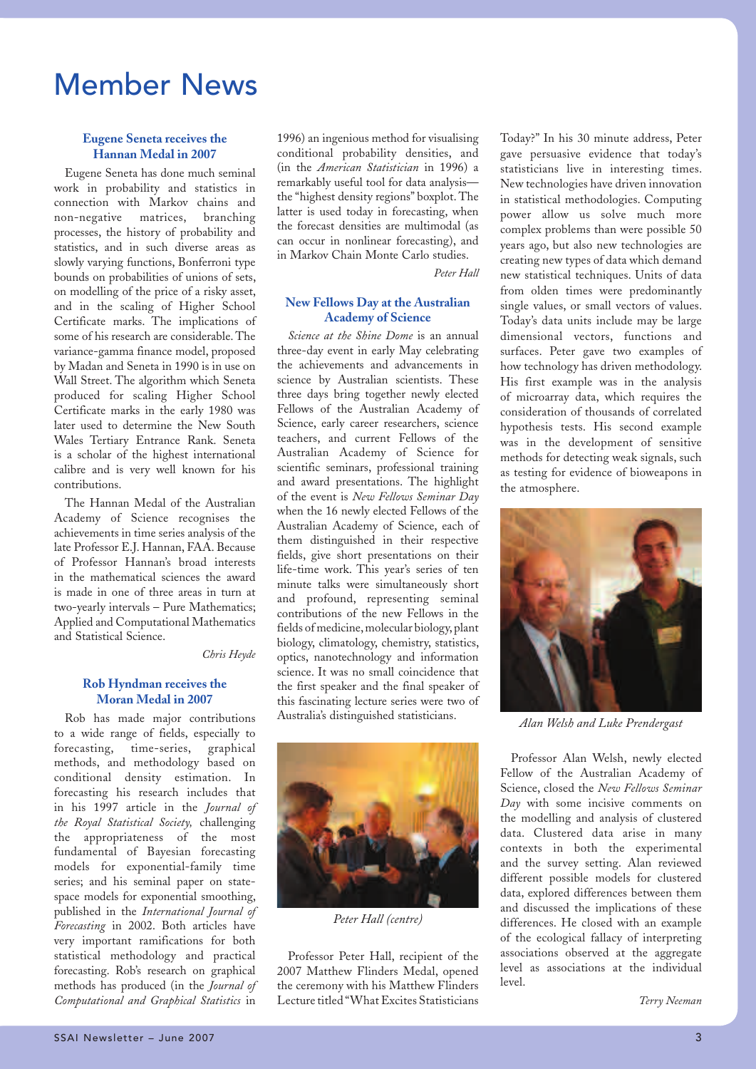# Member News

### Eugene Seneta receives the Hannan Medal in 2007

Eugene Seneta has done much seminal work in probability and statistics in connection with Markov chains and non-negative matrices, branching processes, the history of probability and statistics, and in such diverse areas as slowly varying functions, Bonferroni type bounds on probabilities of unions of sets, on modelling of the price of a risky asset, and in the scaling of Higher School Certificate marks. The implications of some of his research are considerable. The variance-gamma finance model, proposed by Madan and Seneta in 1990 is in use on Wall Street. The algorithm which Seneta produced for scaling Higher School Certificate marks in the early 1980 was later used to determine the New South Wales Tertiary Entrance Rank. Seneta is a scholar of the highest international calibre and is very well known for his contributions.

The Hannan Medal of the Australian Academy of Science recognises the achievements in time series analysis of the late Professor E.J. Hannan, FAA. Because of Professor Hannan's broad interests in the mathematical sciences the award is made in one of three areas in turn at two-yearly intervals – Pure Mathematics; Applied and Computational Mathematics and Statistical Science.

*Chris Heyde*

### Rob Hyndman receives the Moran Medal in 2007

Rob has made major contributions to a wide range of fields, especially to forecasting, time-series, graphical methods, and methodology based on conditional density estimation. In forecasting his research includes that in his 1997 article in the *Journal of the Royal Statistical Society,* challenging the appropriateness of the most fundamental of Bayesian forecasting models for exponential-family time series; and his seminal paper on state-space models for exponential smoothing, published in the *International Journal of Forecasting* in 2002. Both articles have very important ramifications for both statistical methodology and practical forecasting. Rob's research on graphical methods has produced (in the *Journal of Computational and Graphical Statistics* in 1996) an ingenious method for visualising conditional probability densities, and (in the *American Statistician* in 1996) a remarkably useful tool for data analysis—the "highest density regions" boxplot. The latter is used today in forecasting, when the forecast densities are multimodal (as can occur in nonlinear forecasting), and in Markov Chain Monte Carlo studies.

*Peter Hall*

### New Fellows Day at the Australian Academy of Science

*Science at the Shine Dome* is an annual three-day event in early May celebrating the achievements and advancements in science by Australian scientists. These three days bring together newly elected Fellows of the Australian Academy of Science, early career researchers, science teachers, and current Fellows of the Australian Academy of Science for scientific seminars, professional training and award presentations. The highlight of the event is *New Fellows Seminar Day* when the 16 newly elected Fellows of the Australian Academy of Science, each of them distinguished in their respective fields, give short presentations on their life-time work. This year's series of ten minute talks were simultaneously short and profound, representing seminal contributions of the new Fellows in the fields of medicine, molecular biology, plant biology, climatology, chemistry, statistics, optics, nanotechnology and information science. It was no small coincidence that the first speaker and the final speaker of this fascinating lecture series were two of Australia's distinguished statisticians.

*Peter Hall (centre)*

Professor Peter Hall, recipient of the 2007 Matthew Flinders Medal, opened the ceremony with his Matthew Flinders Lecture titled "What Excites Statisticians Today?" In his 30 minute address, Peter gave persuasive evidence that today's statisticians live in interesting times. New technologies have driven innovation in statistical methodologies. Computing power allow us solve much more complex problems than were possible 50 years ago, but also new technologies are creating new types of data which demand new statistical techniques. Units of data from olden times were predominantly single values, or small vectors of values. Today's data units include may be large dimensional vectors, functions and surfaces. Peter gave two examples of how technology has driven methodology. His first example was in the analysis of microarray data, which requires the consideration of thousands of correlated hypothesis tests. His second example was in the development of sensitive methods for detecting weak signals, such as testing for evidence of bioweapons in the atmosphere.

*Alan Welsh and Luke Prendergast*

Professor Alan Welsh, newly elected Fellow of the Australian Academy of Science, closed the *New Fellows Seminar Day* with some incisive comments on the modelling and analysis of clustered data. Clustered data arise in many contexts in both the experimental and the survey setting. Alan reviewed different possible models for clustered data, explored differences between them and discussed the implications of these differences. He closed with an example of the ecological fallacy of interpreting associations observed at the aggregate level as associations at the individual level.

*Terry Neeman*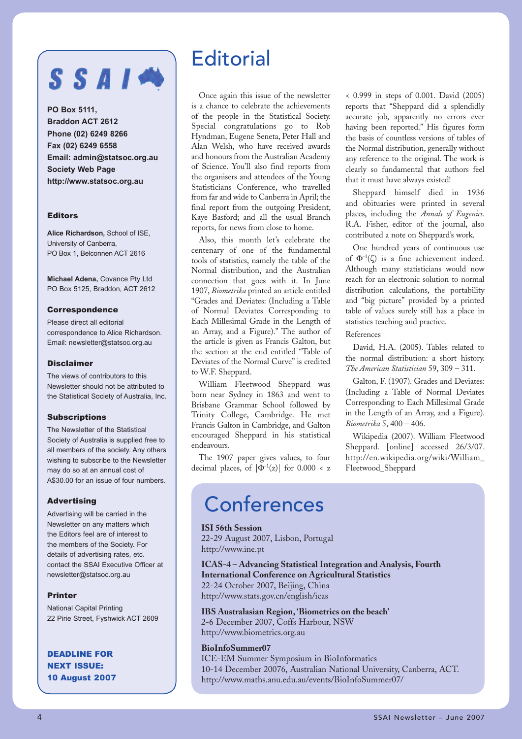# SSAI

**PO Box 5111,**
**Braddon ACT 2612**
**Phone (02) 6249 8266**
**Fax (02) 6249 6558**
**Email: admin@statsoc.org.au**
**Society Web Page**
**http://www.statsoc.org.au**

### Editors

**Alice Richardson,** School of ISE, University of Canberra, PO Box 1, Belconnen ACT 2616

**Michael Adena,** Covance Pty Ltd PO Box 5125, Braddon, ACT 2612

### Correspondence

Please direct all editorial correspondence to Alice Richardson. Email: newsletter@statsoc.org.au

### Disclaimer

The views of contributors to this Newsletter should not be attributed to the Statistical Society of Australia, Inc.

### Subscriptions

The Newsletter of the Statistical Society of Australia is supplied free to all members of the society. Any others wishing to subscribe to the Newsletter may do so at an annual cost of A$30.00 for an issue of four numbers.

### Advertising

Advertising will be carried in the Newsletter on any matters which the Editors feel are of interest to the members of the Society. For details of advertising rates, etc. contact the SSAI Executive Officer at newsletter@statsoc.org.au

### Printer

National Capital Printing
22 Pirie Street, Fyshwick ACT 2609

**DEADLINE FOR NEXT ISSUE: 10 August 2007**

# Editorial

Once again this issue of the newsletter is a chance to celebrate the achievements of the people in the Statistical Society. Special congratulations go to Rob Hyndman, Eugene Seneta, Peter Hall and Alan Welsh, who have received awards and honours from the Australian Academy of Science. You'll also find reports from the organisers and attendees of the Young Statisticians Conference, who travelled from far and wide to Canberra in April; the final report from the outgoing President, Kaye Basford; and all the usual Branch reports, for news from close to home.

Also, this month let's celebrate the centenary of one of the fundamental tools of statistics, namely the table of the Normal distribution, and the Australian connection that goes with it. In June 1907, *Biometrika* printed an article entitled "Grades and Deviates: (Including a Table of Normal Deviates Corresponding to Each Millesimal Grade in the Length of an Array, and a Figure)." The author of the article is given as Francis Galton, but the section at the end entitled "Table of Deviates of the Normal Curve" is credited to W.F. Sheppard.

William Fleetwood Sheppard was born near Sydney in 1863 and went to Brisbane Grammar School followed by Trinity College, Cambridge. He met Francis Galton in Cambridge, and Galton encouraged Sheppard in his statistical endeavours.

The 1907 paper gives values, to four decimal places, of $|\Phi^{-1}(z)|$ for $0.000 < z < 0.999$ in steps of 0.001. David (2005) reports that "Sheppard did a splendidly accurate job, apparently no errors ever having been reported." His figures form the basis of countless versions of tables of the Normal distribution, generally without any reference to the original. The work is clearly so fundamental that authors feel that it must have always existed!

Sheppard himself died in 1936 and obituaries were printed in several places, including the *Annals of Eugenics.* R.A. Fisher, editor of the journal, also contributed a note on Sheppard's work.

One hundred years of continuous use of $\Phi^{-1}(\zeta)$ is a fine achievement indeed. Although many statisticians would now reach for an electronic solution to normal distribution calculations, the portability and "big picture" provided by a printed table of values surely still has a place in statistics teaching and practice.

References

David, H.A. (2005). Tables related to the normal distribution: a short history. *The American Statistician* 59, 309 – 311.

Galton, F. (1907). Grades and Deviates: (Including a Table of Normal Deviates Corresponding to Each Millesimal Grade in the Length of an Array, and a Figure). *Biometrika* 5, 400 – 406.

Wikipedia (2007). William Fleetwood Sheppard. [online] accessed 26/3/07. http://en.wikipedia.org/wiki/William_Fleetwood_Sheppard

# Conferences

**ISI 56th Session**
22-29 August 2007, Lisbon, Portugal
http://www.ine.pt

**ICAS-4 – Advancing Statistical Integration and Analysis, Fourth International Conference on Agricultural Statistics**
22-24 October 2007, Beijing, China
http://www.stats.gov.cn/english/icas

**IBS Australasian Region, 'Biometrics on the beach'**
2-6 December 2007, Coffs Harbour, NSW
http://www.biometrics.org.au

**BioInfoSummer07**
ICE-EM Summer Symposium in BioInformatics
10-14 December 20076, Australian National University, Canberra, ACT.
http://www.maths.anu.edu.au/events/BioInfoSummer07/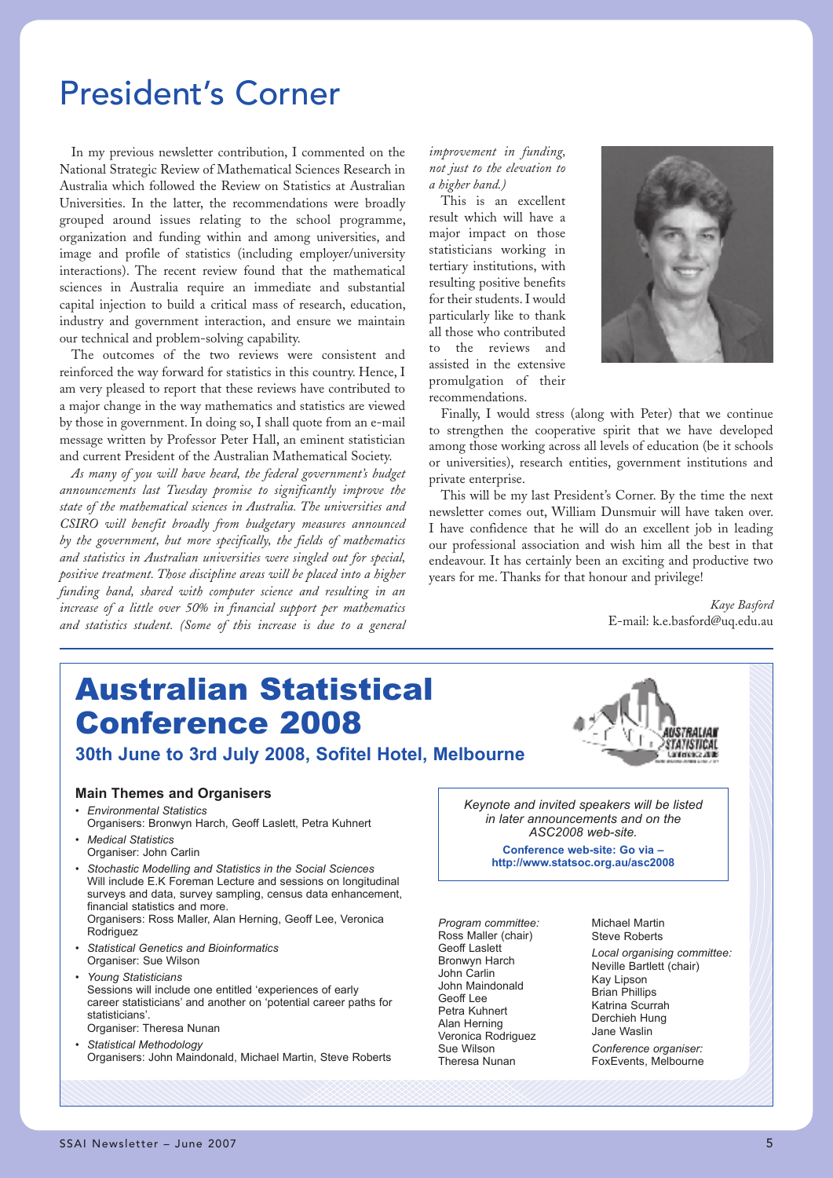# President's Corner

In my previous newsletter contribution, I commented on the National Strategic Review of Mathematical Sciences Research in Australia which followed the Review on Statistics at Australian Universities. In the latter, the recommendations were broadly grouped around issues relating to the school programme, organization and funding within and among universities, and image and profile of statistics (including employer/university interactions). The recent review found that the mathematical sciences in Australia require an immediate and substantial capital injection to build a critical mass of research, education, industry and government interaction, and ensure we maintain our technical and problem-solving capability.

The outcomes of the two reviews were consistent and reinforced the way forward for statistics in this country. Hence, I am very pleased to report that these reviews have contributed to a major change in the way mathematics and statistics are viewed by those in government. In doing so, I shall quote from an e-mail message written by Professor Peter Hall, an eminent statistician and current President of the Australian Mathematical Society.

*As many of you will have heard, the federal government's budget announcements last Tuesday promise to significantly improve the state of the mathematical sciences in Australia. The universities and CSIRO will benefit broadly from budgetary measures announced by the government, but more specifically, the fields of mathematics and statistics in Australian universities were singled out for special, positive treatment. Those discipline areas will be placed into a higher funding band, shared with computer science and resulting in an increase of a little over 50% in financial support per mathematics and statistics student. (Some of this increase is due to a general improvement in funding, not just to the elevation to a higher band.)*

This is an excellent result which will have a major impact on those statisticians working in tertiary institutions, with resulting positive benefits for their students. I would particularly like to thank all those who contributed to the reviews and assisted in the extensive promulgation of their recommendations.

Finally, I would stress (along with Peter) that we continue to strengthen the cooperative spirit that we have developed among those working across all levels of education (be it schools or universities), research entities, government institutions and private enterprise.

This will be my last President's Corner. By the time the next newsletter comes out, William Dunsmuir will have taken over. I have confidence that he will do an excellent job in leading our professional association and wish him all the best in that endeavour. It has certainly been an exciting and productive two years for me. Thanks for that honour and privilege!

*Kaye Basford*
E-mail: k.e.basford@uq.edu.au

# Australian Statistical Conference 2008

## 30th June to 3rd July 2008, Sofitel Hotel, Melbourne

### Main Themes and Organisers

- *Environmental Statistics*
  Organisers: Bronwyn Harch, Geoff Laslett, Petra Kuhnert
- *Medical Statistics*
  Organiser: John Carlin
- *Stochastic Modelling and Statistics in the Social Sciences*
  Will include E.K Foreman Lecture and sessions on longitudinal surveys and data, survey sampling, census data enhancement, financial statistics and more.
  Organisers: Ross Maller, Alan Herning, Geoff Lee, Veronica Rodriguez
- *Statistical Genetics and Bioinformatics*
  Organiser: Sue Wilson
- *Young Statisticians*
  Sessions will include one entitled 'experiences of early career statisticians' and another on 'potential career paths for statisticians'.
  Organiser: Theresa Nunan
- *Statistical Methodology*
  Organisers: John Maindonald, Michael Martin, Steve Roberts

*Keynote and invited speakers will be listed in later announcements and on the ASC2008 web-site.*

**Conference web-site: Go via – http://www.statsoc.org.au/asc2008**

*Program committee:*
Ross Maller (chair)
Geoff Laslett
Bronwyn Harch
John Carlin
John Maindonald
Geoff Lee
Petra Kuhnert
Alan Herning
Veronica Rodriguez
Sue Wilson
Theresa Nunan
Michael Martin
Steve Roberts

*Local organising committee:*
Neville Bartlett (chair)
Kay Lipson
Brian Phillips
Katrina Scurrah
Derchieh Hung
Jane Waslin

*Conference organiser:*
FoxEvents, Melbourne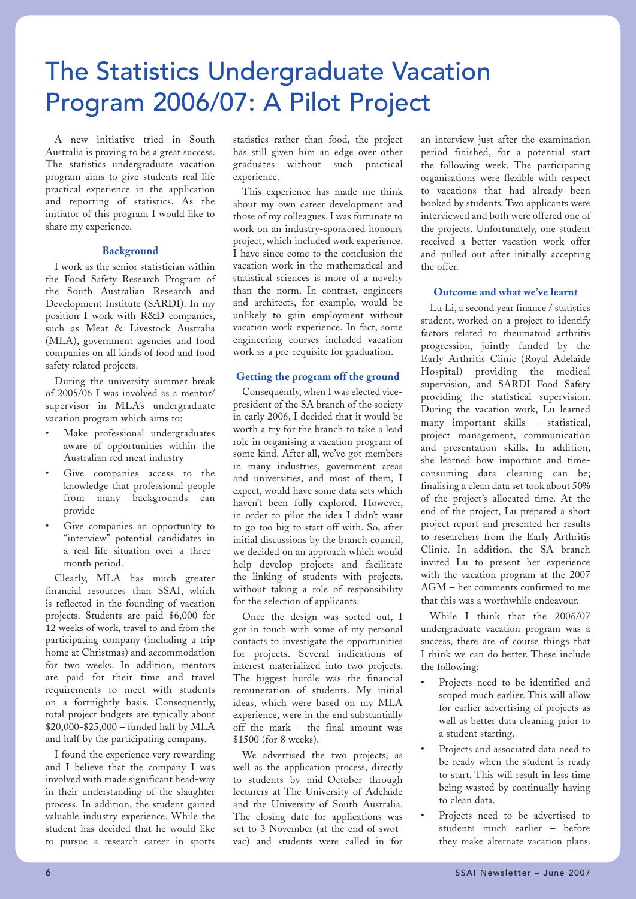# The Statistics Undergraduate Vacation Program 2006/07: A Pilot Project

A new initiative tried in South Australia is proving to be a great success. The statistics undergraduate vacation program aims to give students real-life practical experience in the application and reporting of statistics. As the initiator of this program I would like to share my experience.

### Background

I work as the senior statistician within the Food Safety Research Program of the South Australian Research and Development Institute (SARDI). In my position I work with R&D companies, such as Meat & Livestock Australia (MLA), government agencies and food companies on all kinds of food and food safety related projects.

During the university summer break of 2005/06 I was involved as a mentor/supervisor in MLA's undergraduate vacation program which aims to:

- Make professional undergraduates aware of opportunities within the Australian red meat industry
- Give companies access to the knowledge that professional people from many backgrounds can provide
- Give companies an opportunity to "interview" potential candidates in a real life situation over a three-month period.

Clearly, MLA has much greater financial resources than SSAI, which is reflected in the founding of vacation projects. Students are paid $6,000 for 12 weeks of work, travel to and from the participating company (including a trip home at Christmas) and accommodation for two weeks. In addition, mentors are paid for their time and travel requirements to meet with students on a fortnightly basis. Consequently, total project budgets are typically about $20,000-$25,000 – funded half by MLA and half by the participating company.

I found the experience very rewarding and I believe that the company I was involved with made significant head-way in their understanding of the slaughter process. In addition, the student gained valuable industry experience. While the student has decided that he would like to pursue a research career in sports statistics rather than food, the project has still given him an edge over other graduates without such practical experience.

This experience has made me think about my own career development and those of my colleagues. I was fortunate to work on an industry-sponsored honours project, which included work experience. I have since come to the conclusion the vacation work in the mathematical and statistical sciences is more of a novelty than the norm. In contrast, engineers and architects, for example, would be unlikely to gain employment without vacation work experience. In fact, some engineering courses included vacation work as a pre-requisite for graduation.

### Getting the program off the ground

Consequently, when I was elected vice-president of the SA branch of the society in early 2006, I decided that it would be worth a try for the branch to take a lead role in organising a vacation program of some kind. After all, we've got members in many industries, government areas and universities, and most of them, I expect, would have some data sets which haven't been fully explored. However, in order to pilot the idea I didn't want to go too big to start off with. So, after initial discussions by the branch council, we decided on an approach which would help develop projects and facilitate the linking of students with projects, without taking a role of responsibility for the selection of applicants.

Once the design was sorted out, I got in touch with some of my personal contacts to investigate the opportunities for projects. Several indications of interest materialized into two projects. The biggest hurdle was the financial remuneration of students. My initial ideas, which were based on my MLA experience, were in the end substantially off the mark – the final amount was $1500 (for 8 weeks).

We advertised the two projects, as well as the application process, directly to students by mid-October through lecturers at The University of Adelaide and the University of South Australia. The closing date for applications was set to 3 November (at the end of swot-vac) and students were called in for an interview just after the examination period finished, for a potential start the following week. The participating organisations were flexible with respect to vacations that had already been booked by students. Two applicants were interviewed and both were offered one of the projects. Unfortunately, one student received a better vacation work offer and pulled out after initially accepting the offer.

### Outcome and what we've learnt

Lu Li, a second year finance / statistics student, worked on a project to identify factors related to rheumatoid arthritis progression, jointly funded by the Early Arthritis Clinic (Royal Adelaide Hospital) providing the medical supervision, and SARDI Food Safety providing the statistical supervision. During the vacation work, Lu learned many important skills – statistical, project management, communication and presentation skills. In addition, she learned how important and time-consuming data cleaning can be; finalising a clean data set took about 50% of the project's allocated time. At the end of the project, Lu prepared a short project report and presented her results to researchers from the Early Arthritis Clinic. In addition, the SA branch invited Lu to present her experience with the vacation program at the 2007 AGM – her comments confirmed to me that this was a worthwhile endeavour.

While I think that the 2006/07 undergraduate vacation program was a success, there are of course things that I think we can do better. These include the following:

- Projects need to be identified and scoped much earlier. This will allow for earlier advertising of projects as well as better data cleaning prior to a student starting.
- Projects and associated data need to be ready when the student is ready to start. This will result in less time being wasted by continually having to clean data.
- Projects need to be advertised to students much earlier – before they make alternate vacation plans.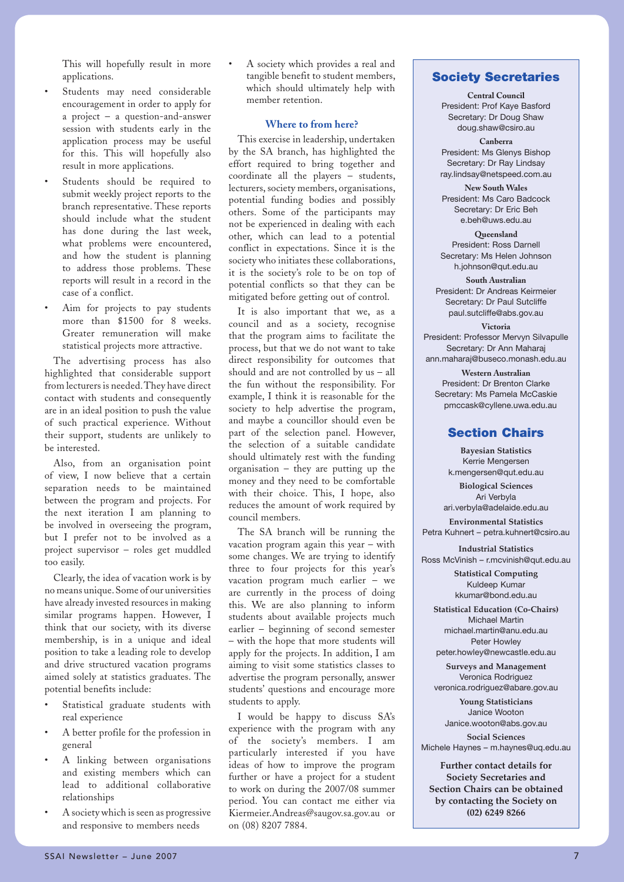This will hopefully result in more applications.

- Students may need considerable encouragement in order to apply for a project – a question-and-answer session with students early in the application process may be useful for this. This will hopefully also result in more applications.
- Students should be required to submit weekly project reports to the branch representative. These reports should include what the student has done during the last week, what problems were encountered, and how the student is planning to address those problems. These reports will result in a record in the case of a conflict.
- Aim for projects to pay students more than $1500 for 8 weeks. Greater remuneration will make statistical projects more attractive.

The advertising process has also highlighted that considerable support from lecturers is needed. They have direct contact with students and consequently are in an ideal position to push the value of such practical experience. Without their support, students are unlikely to be interested.

Also, from an organisation point of view, I now believe that a certain separation needs to be maintained between the program and projects. For the next iteration I am planning to be involved in overseeing the program, but I prefer not to be involved as a project supervisor – roles get muddled too easily.

Clearly, the idea of vacation work is by no means unique. Some of our universities have already invested resources in making similar programs happen. However, I think that our society, with its diverse membership, is in a unique and ideal position to take a leading role to develop and drive structured vacation programs aimed solely at statistics graduates. The potential benefits include:

- Statistical graduate students with real experience
- A better profile for the profession in general
- A linking between organisations and existing members which can lead to additional collaborative relationships
- A society which is seen as progressive and responsive to members needs
- A society which provides a real and tangible benefit to student members, which should ultimately help with member retention.

### Where to from here?

This exercise in leadership, undertaken by the SA branch, has highlighted the effort required to bring together and coordinate all the players – students, lecturers, society members, organisations, potential funding bodies and possibly others. Some of the participants may not be experienced in dealing with each other, which can lead to a potential conflict in expectations. Since it is the society who initiates these collaborations, it is the society's role to be on top of potential conflicts so that they can be mitigated before getting out of control.

It is also important that we, as a council and as a society, recognise that the program aims to facilitate the process, but that we do not want to take direct responsibility for outcomes that should and are not controlled by us – all the fun without the responsibility. For example, I think it is reasonable for the society to help advertise the program, and maybe a councillor should even be part of the selection panel. However, the selection of a suitable candidate should ultimately rest with the funding organisation – they are putting up the money and they need to be comfortable with their choice. This, I hope, also reduces the amount of work required by council members.

The SA branch will be running the vacation program again this year – with some changes. We are trying to identify three to four projects for this year's vacation program much earlier – we are currently in the process of doing this. We are also planning to inform students about available projects much earlier – beginning of second semester – with the hope that more students will apply for the projects. In addition, I am aiming to visit some statistics classes to advertise the program personally, answer students' questions and encourage more students to apply.

I would be happy to discuss SA's experience with the program with any of the society's members. I am particularly interested if you have ideas of how to improve the program further or have a project for a student to work on during the 2007/08 summer period. You can contact me either via Kiermeier.Andreas@saugov.sa.gov.au or on (08) 8207 7884.

## Society Secretaries

**Central Council**
President: Prof Kaye Basford
Secretary: Dr Doug Shaw
doug.shaw@csiro.au

**Canberra**
President: Ms Glenys Bishop
Secretary: Dr Ray Lindsay
ray.lindsay@netspeed.com.au

**New South Wales**
President: Ms Caro Badcock
Secretary: Dr Eric Beh
e.beh@uws.edu.au

**Queensland**
President: Ross Darnell
Secretary: Ms Helen Johnson
h.johnson@qut.edu.au

**South Australian**
President: Dr Andreas Keirmeier
Secretary: Dr Paul Sutcliffe
paul.sutcliffe@abs.gov.au

**Victoria**
President: Professor Mervyn Silvapulle
Secretary: Dr Ann Maharaj
ann.maharaj@buseco.monash.edu.au

**Western Australian**
President: Dr Brenton Clarke
Secretary: Ms Pamela McCaskie
pmccask@cyllene.uwa.edu.au

## Section Chairs

**Bayesian Statistics**
Kerrie Mengersen
k.mengersen@qut.edu.au

**Biological Sciences**
Ari Verbyla
ari.verbyla@adelaide.edu.au

**Environmental Statistics**
Petra Kuhnert – petra.kuhnert@csiro.au

**Industrial Statistics**
Ross McVinish – r.mcvinish@qut.edu.au

**Statistical Computing**
Kuldeep Kumar
kkumar@bond.edu.au

**Statistical Education (Co-Chairs)**
Michael Martin
michael.martin@anu.edu.au
Peter Howley
peter.howley@newcastle.edu.au

**Surveys and Management**
Veronica Rodriguez
veronica.rodriguez@abare.gov.au

**Young Statisticians**
Janice Wooton
Janice.wooton@abs.gov.au

**Social Sciences**
Michele Haynes – m.haynes@uq.edu.au

**Further contact details for Society Secretaries and Section Chairs can be obtained by contacting the Society on (02) 6249 8266**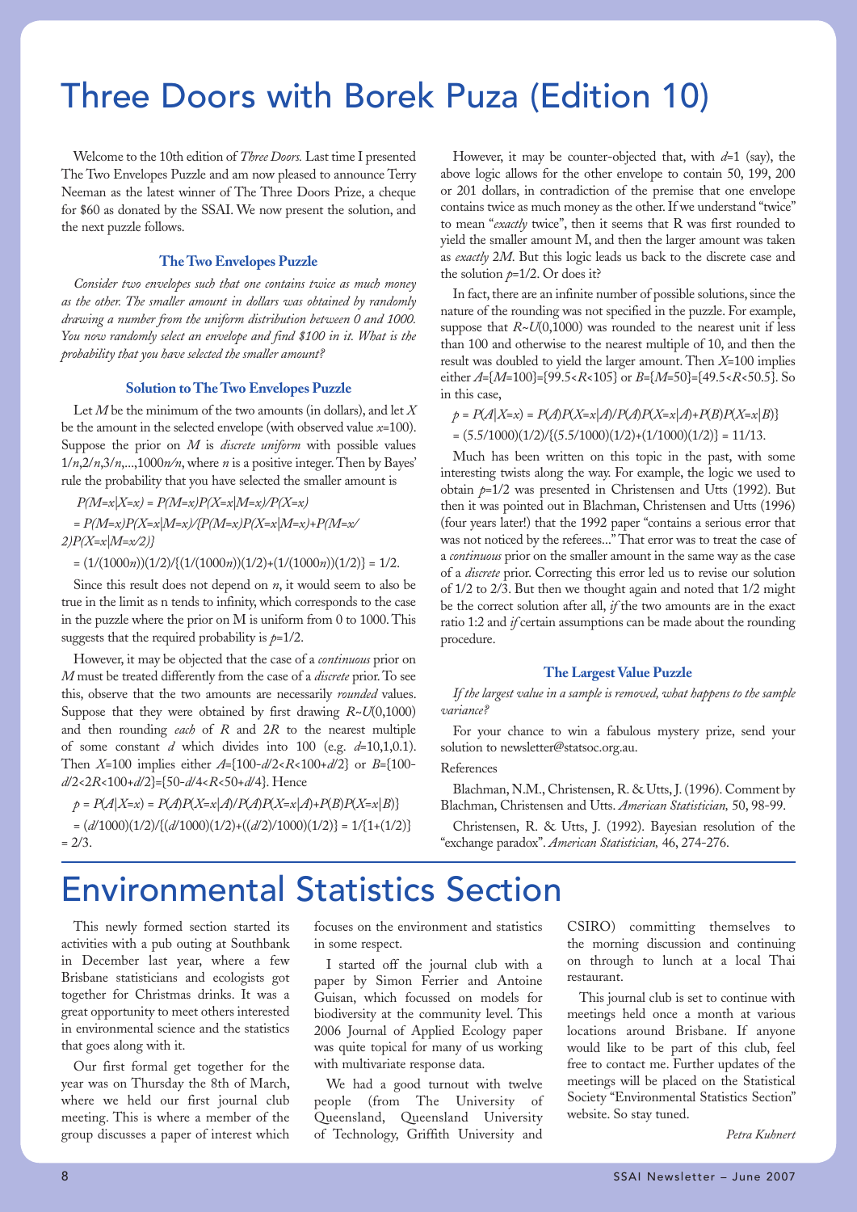# Three Doors with Borek Puza (Edition 10)

Welcome to the 10th edition of *Three Doors.* Last time I presented The Two Envelopes Puzzle and am now pleased to announce Terry Neeman as the latest winner of The Three Doors Prize, a cheque for $60 as donated by the SSAI. We now present the solution, and the next puzzle follows.

### The Two Envelopes Puzzle

*Consider two envelopes such that one contains twice as much money as the other. The smaller amount in dollars was obtained by randomly drawing a number from the uniform distribution between 0 and 1000. You now randomly select an envelope and find $100 in it. What is the probability that you have selected the smaller amount?*

### Solution to The Two Envelopes Puzzle

Let $M$ be the minimum of the two amounts (in dollars), and let $X$ be the amount in the selected envelope (with observed value $x$=100). Suppose the prior on $M$ is *discrete uniform* with possible values $1/n, 2/n, 3/n, \ldots, 1000n/n$, where $n$ is a positive integer. Then by Bayes' rule the probability that you have selected the smaller amount is

$$P(M=x|X=x) = P(M=x)P(X=x|M=x)/P(X=x)$$

$$= P(M=x)P(X=x|M=x)/\{P(M=x)P(X=x|M=x)+P(M=x/2)P(X=x|M=x/2)\}$$

$$= (1/(1000n))(1/2)/\{(1/(1000n))(1/2)+(1/(1000n))(1/2)\} = 1/2.$$

Since this result does not depend on $n$, it would seem to also be true in the limit as n tends to infinity, which corresponds to the case in the puzzle where the prior on M is uniform from 0 to 1000. This suggests that the required probability is $p$=1/2.

However, it may be objected that the case of a *continuous* prior on $M$ must be treated differently from the case of a *discrete* prior. To see this, observe that the two amounts are necessarily *rounded* values. Suppose that they were obtained by first drawing $R$~$U$(0,1000) and then rounding *each* of $R$ and $2R$ to the nearest multiple of some constant $d$ which divides into 100 (e.g. $d$=10,1,0.1). Then $X$=100 implies either $A=\{100-d/2<R<100+d/2\}$ or $B=\{100-d/2<2R<100+d/2\}=\{50-d/4<R<50+d/4\}$. Hence

$$p = P(A|X=x) = P(A)P(X=x|A)/P(A)P(X=x|A)+P(B)P(X=x|B)\}$$

$$= (d/1000)(1/2)/\{(d/1000)(1/2)+((d/2)/1000)(1/2)\} = 1/\{1+(1/2)\} = 2/3.$$

However, it may be counter-objected that, with $d$=1 (say), the above logic allows for the other envelope to contain 50, 199, 200 or 201 dollars, in contradiction of the premise that one envelope contains twice as much money as the other. If we understand "twice" to mean "*exactly* twice", then it seems that R was first rounded to yield the smaller amount M, and then the larger amount was taken as *exactly* $2M$. But this logic leads us back to the discrete case and the solution $p$=1/2. Or does it?

In fact, there are an infinite number of possible solutions, since the nature of the rounding was not specified in the puzzle. For example, suppose that $R$~$U$(0,1000) was rounded to the nearest unit if less than 100 and otherwise to the nearest multiple of 10, and then the result was doubled to yield the larger amount. Then $X$=100 implies either $A=\{M=100\}=\{99.5<R<105\}$ or $B=\{M=50\}=\{49.5<R<50.5\}$. So in this case,

$$p = P(A|X=x) = P(A)P(X=x|A)/P(A)P(X=x|A)+P(B)P(X=x|B)\}$$

$$= (5.5/1000)(1/2)/\{(5.5/1000)(1/2)+(1/1000)(1/2)\} = 11/13.$$

Much has been written on this topic in the past, with some interesting twists along the way. For example, the logic we used to obtain $p$=1/2 was presented in Christensen and Utts (1992). But then it was pointed out in Blachman, Christensen and Utts (1996) (four years later!) that the 1992 paper "contains a serious error that was not noticed by the referees..." That error was to treat the case of a *continuous* prior on the smaller amount in the same way as the case of a *discrete* prior. Correcting this error led us to revise our solution of 1/2 to 2/3. But then we thought again and noted that 1/2 might be the correct solution after all, *if* the two amounts are in the exact ratio 1:2 and *if* certain assumptions can be made about the rounding procedure.

### The Largest Value Puzzle

*If the largest value in a sample is removed, what happens to the sample variance?*

For your chance to win a fabulous mystery prize, send your solution to newsletter@statsoc.org.au.

References

Blachman, N.M., Christensen, R. & Utts, J. (1996). Comment by Blachman, Christensen and Utts. *American Statistician,* 50, 98-99.

Christensen, R. & Utts, J. (1992). Bayesian resolution of the "exchange paradox". *American Statistician,* 46, 274-276.

# Environmental Statistics Section

This newly formed section started its activities with a pub outing at Southbank in December last year, where a few Brisbane statisticians and ecologists got together for Christmas drinks. It was a great opportunity to meet others interested in environmental science and the statistics that goes along with it.

Our first formal get together for the year was on Thursday the 8th of March, where we held our first journal club meeting. This is where a member of the group discusses a paper of interest which focuses on the environment and statistics in some respect.

I started off the journal club with a paper by Simon Ferrier and Antoine Guisan, which focussed on models for biodiversity at the community level. This 2006 Journal of Applied Ecology paper was quite topical for many of us working with multivariate response data.

We had a good turnout with twelve people (from The University of Queensland, Queensland University of Technology, Griffith University and CSIRO) committing themselves to the morning discussion and continuing on through to lunch at a local Thai restaurant.

This journal club is set to continue with meetings held once a month at various locations around Brisbane. If anyone would like to be part of this club, feel free to contact me. Further updates of the meetings will be placed on the Statistical Society "Environmental Statistics Section" website. So stay tuned.

*Petra Kuhnert*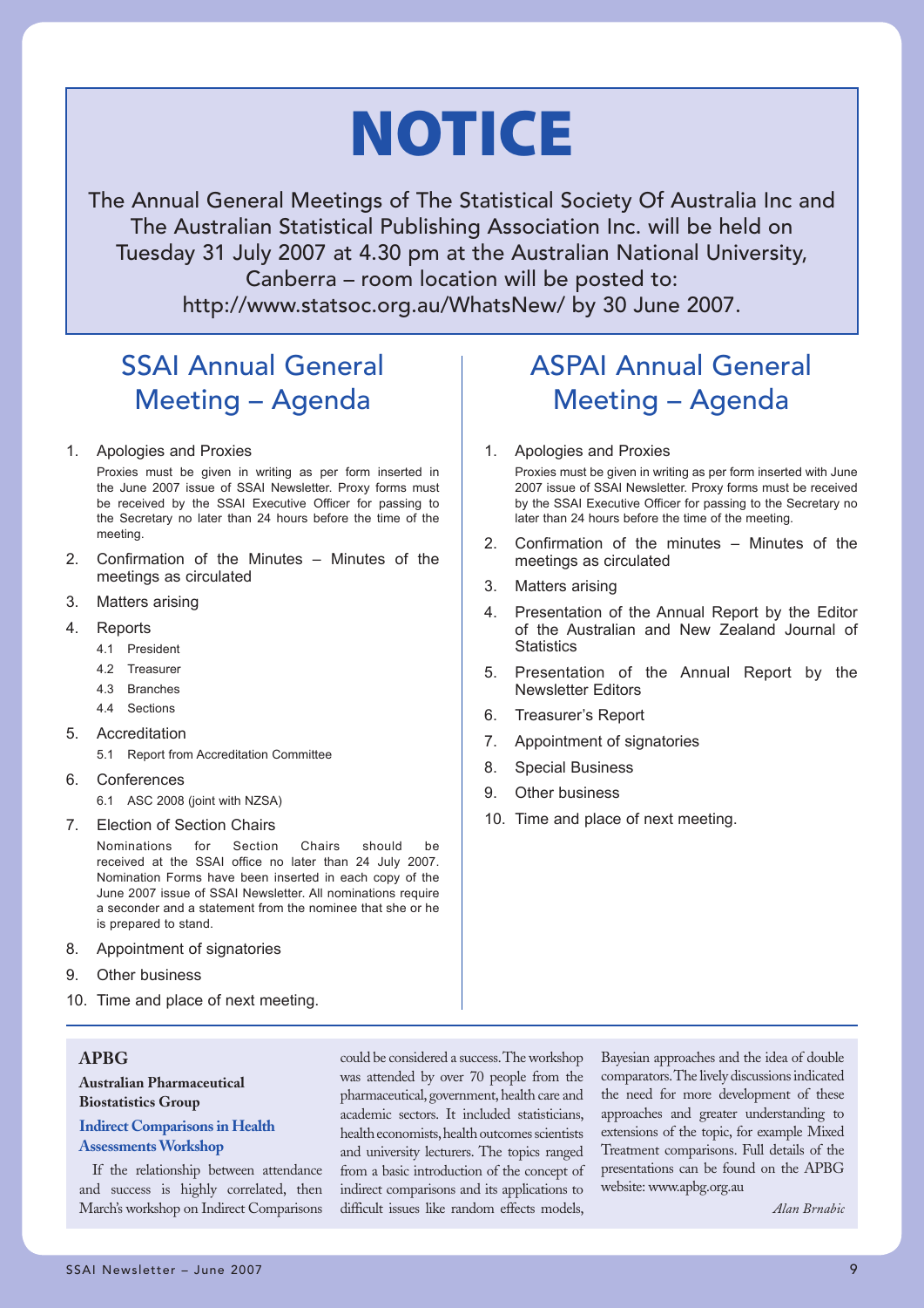# NOTICE

The Annual General Meetings of The Statistical Society Of Australia Inc and The Australian Statistical Publishing Association Inc. will be held on Tuesday 31 July 2007 at 4.30 pm at the Australian National University, Canberra – room location will be posted to: http://www.statsoc.org.au/WhatsNew/ by 30 June 2007.

## SSAI Annual General Meeting – Agenda

1. Apologies and Proxies

   Proxies must be given in writing as per form inserted in the June 2007 issue of SSAI Newsletter. Proxy forms must be received by the SSAI Executive Officer for passing to the Secretary no later than 24 hours before the time of the meeting.

2. Confirmation of the Minutes – Minutes of the meetings as circulated
3. Matters arising
4. Reports
   - 4.1 President
   - 4.2 Treasurer
   - 4.3 Branches
   - 4.4 Sections
5. Accreditation
   - 5.1 Report from Accreditation Committee
6. Conferences
   - 6.1 ASC 2008 (joint with NZSA)
7. Election of Section Chairs

   Nominations for Section Chairs should be received at the SSAI office no later than 24 July 2007. Nomination Forms have been inserted in each copy of the June 2007 issue of SSAI Newsletter. All nominations require a seconder and a statement from the nominee that she or he is prepared to stand.

8. Appointment of signatories
9. Other business
10. Time and place of next meeting.

## ASPAI Annual General Meeting – Agenda

1. Apologies and Proxies

   Proxies must be given in writing as per form inserted with June 2007 issue of SSAI Newsletter. Proxy forms must be received by the SSAI Executive Officer for passing to the Secretary no later than 24 hours before the time of the meeting.

2. Confirmation of the minutes – Minutes of the meetings as circulated
3. Matters arising
4. Presentation of the Annual Report by the Editor of the Australian and New Zealand Journal of Statistics
5. Presentation of the Annual Report by the Newsletter Editors
6. Treasurer's Report
7. Appointment of signatories
8. Special Business
9. Other business
10. Time and place of next meeting.

### APBG

**Australian Pharmaceutical Biostatistics Group**

**Indirect Comparisons in Health Assessments Workshop**

If the relationship between attendance and success is highly correlated, then March's workshop on Indirect Comparisons could be considered a success. The workshop was attended by over 70 people from the pharmaceutical, government, health care and academic sectors. It included statisticians, health economists, health outcomes scientists and university lecturers. The topics ranged from a basic introduction of the concept of indirect comparisons and its applications to difficult issues like random effects models, Bayesian approaches and the idea of double comparators. The lively discussions indicated the need for more development of these approaches and greater understanding to extensions of the topic, for example Mixed Treatment comparisons. Full details of the presentations can be found on the APBG website: www.apbg.org.au

*Alan Brnabic*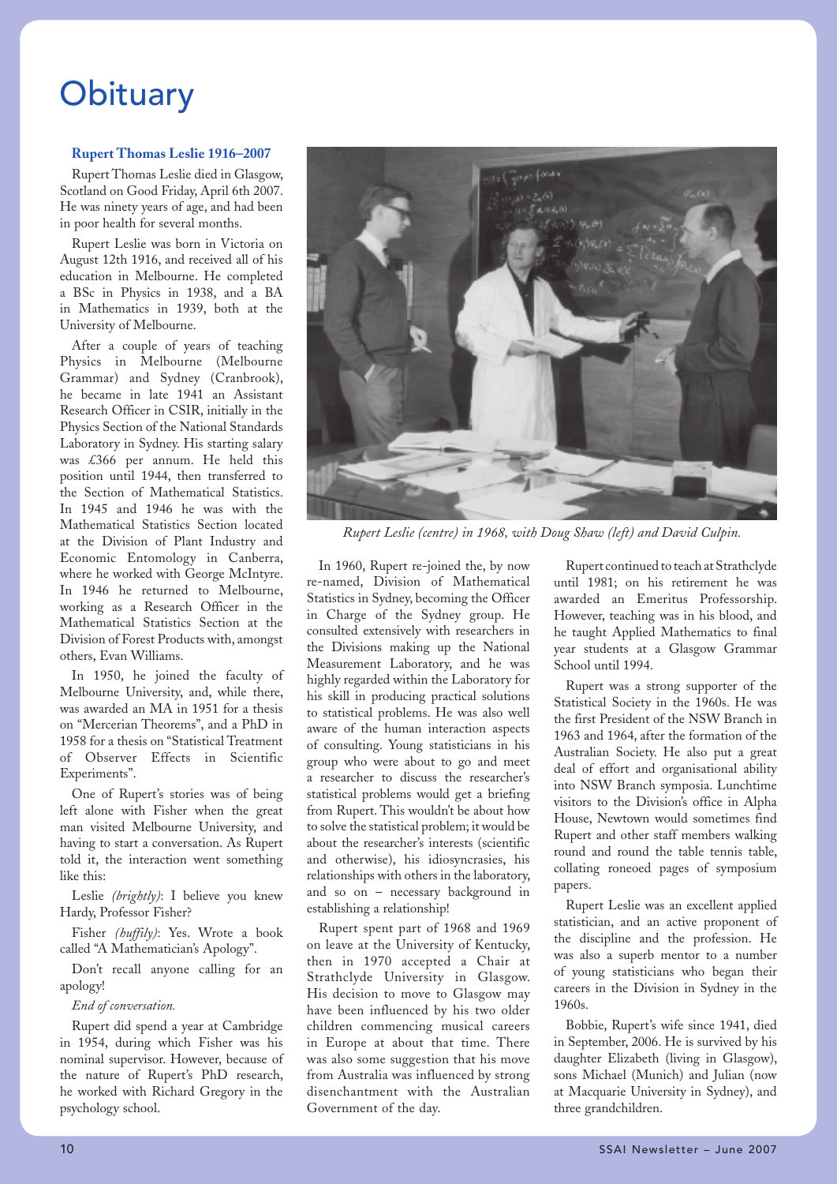# Obituary

**Rupert Thomas Leslie 1916–2007**

Rupert Thomas Leslie died in Glasgow, Scotland on Good Friday, April 6th 2007. He was ninety years of age, and had been in poor health for several months.

Rupert Leslie was born in Victoria on August 12th 1916, and received all of his education in Melbourne. He completed a BSc in Physics in 1938, and a BA in Mathematics in 1939, both at the University of Melbourne.

After a couple of years of teaching Physics in Melbourne (Melbourne Grammar) and Sydney (Cranbrook), he became in late 1941 an Assistant Research Officer in CSIR, initially in the Physics Section of the National Standards Laboratory in Sydney. His starting salary was £366 per annum. He held this position until 1944, then transferred to the Section of Mathematical Statistics. In 1945 and 1946 he was with the Mathematical Statistics Section located at the Division of Plant Industry and Economic Entomology in Canberra, where he worked with George McIntyre. In 1946 he returned to Melbourne, working as a Research Officer in the Mathematical Statistics Section at the Division of Forest Products with, amongst others, Evan Williams.

In 1950, he joined the faculty of Melbourne University, and, while there, was awarded an MA in 1951 for a thesis on "Mercerian Theorems", and a PhD in 1958 for a thesis on "Statistical Treatment of Observer Effects in Scientific Experiments".

One of Rupert's stories was of being left alone with Fisher when the great man visited Melbourne University, and having to start a conversation. As Rupert told it, the interaction went something like this:

Leslie *(brightly)*: I believe you knew Hardy, Professor Fisher?

Fisher *(huffily)*: Yes. Wrote a book called "A Mathematician's Apology".

Don't recall anyone calling for an apology!

*End of conversation.*

Rupert did spend a year at Cambridge in 1954, during which Fisher was his nominal supervisor. However, because of the nature of Rupert's PhD research, he worked with Richard Gregory in the psychology school.

*Rupert Leslie (centre) in 1968, with Doug Shaw (left) and David Culpin.*

In 1960, Rupert re-joined the, by now re-named, Division of Mathematical Statistics in Sydney, becoming the Officer in Charge of the Sydney group. He consulted extensively with researchers in the Divisions making up the National Measurement Laboratory, and he was highly regarded within the Laboratory for his skill in producing practical solutions to statistical problems. He was also well aware of the human interaction aspects of consulting. Young statisticians in his group who were about to go and meet a researcher to discuss the researcher's statistical problems would get a briefing from Rupert. This wouldn't be about how to solve the statistical problem; it would be about the researcher's interests (scientific and otherwise), his idiosyncrasies, his relationships with others in the laboratory, and so on – necessary background in establishing a relationship!

Rupert spent part of 1968 and 1969 on leave at the University of Kentucky, then in 1970 accepted a Chair at Strathclyde University in Glasgow. His decision to move to Glasgow may have been influenced by his two older children commencing musical careers in Europe at about that time. There was also some suggestion that his move from Australia was influenced by strong disenchantment with the Australian Government of the day.

Rupert continued to teach at Strathclyde until 1981; on his retirement he was awarded an Emeritus Professorship. However, teaching was in his blood, and he taught Applied Mathematics to final year students at a Glasgow Grammar School until 1994.

Rupert was a strong supporter of the Statistical Society in the 1960s. He was the first President of the NSW Branch in 1963 and 1964, after the formation of the Australian Society. He also put a great deal of effort and organisational ability into NSW Branch symposia. Lunchtime visitors to the Division's office in Alpha House, Newtown would sometimes find Rupert and other staff members walking round and round the table tennis table, collating roneoed pages of symposium papers.

Rupert Leslie was an excellent applied statistician, and an active proponent of the discipline and the profession. He was also a superb mentor to a number of young statisticians who began their careers in the Division in Sydney in the 1960s.

Bobbie, Rupert's wife since 1941, died in September, 2006. He is survived by his daughter Elizabeth (living in Glasgow), sons Michael (Munich) and Julian (now at Macquarie University in Sydney), and three grandchildren.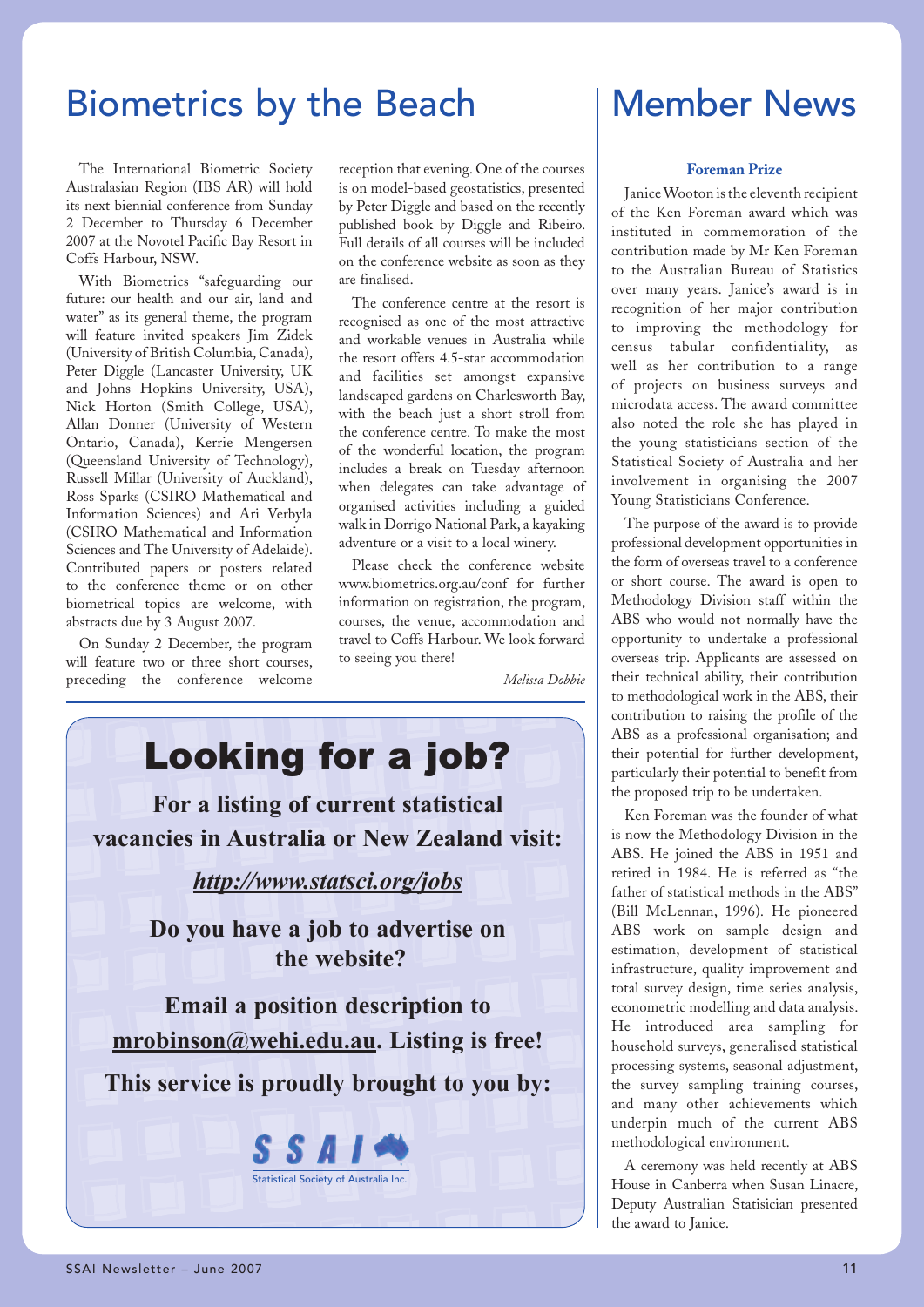# Biometrics by the Beach

The International Biometric Society Australasian Region (IBS AR) will hold its next biennial conference from Sunday 2 December to Thursday 6 December 2007 at the Novotel Pacific Bay Resort in Coffs Harbour, NSW.

With Biometrics "safeguarding our future: our health and our air, land and water" as its general theme, the program will feature invited speakers Jim Zidek (University of British Columbia, Canada), Peter Diggle (Lancaster University, UK and Johns Hopkins University, USA), Nick Horton (Smith College, USA), Allan Donner (University of Western Ontario, Canada), Kerrie Mengersen (Queensland University of Technology), Russell Millar (University of Auckland), Ross Sparks (CSIRO Mathematical and Information Sciences) and Ari Verbyla (CSIRO Mathematical and Information Sciences and The University of Adelaide). Contributed papers or posters related to the conference theme or on other biometrical topics are welcome, with abstracts due by 3 August 2007.

On Sunday 2 December, the program will feature two or three short courses, preceding the conference welcome reception that evening. One of the courses is on model-based geostatistics, presented by Peter Diggle and based on the recently published book by Diggle and Ribeiro. Full details of all courses will be included on the conference website as soon as they are finalised.

The conference centre at the resort is recognised as one of the most attractive and workable venues in Australia while the resort offers 4.5-star accommodation and facilities set amongst expansive landscaped gardens on Charlesworth Bay, with the beach just a short stroll from the conference centre. To make the most of the wonderful location, the program includes a break on Tuesday afternoon when delegates can take advantage of organised activities including a guided walk in Dorrigo National Park, a kayaking adventure or a visit to a local winery.

Please check the conference website www.biometrics.org.au/conf for further information on registration, the program, courses, the venue, accommodation and travel to Coffs Harbour. We look forward to seeing you there!

*Melissa Dobbie*

## Looking for a job?

**For a listing of current statistical vacancies in Australia or New Zealand visit:**

***http://www.statsci.org/jobs***

**Do you have a job to advertise on the website?**

**Email a position description to mrobinson@wehi.edu.au. Listing is free!**

**This service is proudly brought to you by:**

SSAI – Statistical Society of Australia Inc.

# Member News

### Foreman Prize

Janice Wooton is the eleventh recipient of the Ken Foreman award which was instituted in commemoration of the contribution made by Mr Ken Foreman to the Australian Bureau of Statistics over many years. Janice's award is in recognition of her major contribution to improving the methodology for census tabular confidentiality, as well as her contribution to a range of projects on business surveys and microdata access. The award committee also noted the role she has played in the young statisticians section of the Statistical Society of Australia and her involvement in organising the 2007 Young Statisticians Conference.

The purpose of the award is to provide professional development opportunities in the form of overseas travel to a conference or short course. The award is open to Methodology Division staff within the ABS who would not normally have the opportunity to undertake a professional overseas trip. Applicants are assessed on their technical ability, their contribution to methodological work in the ABS, their contribution to raising the profile of the ABS as a professional organisation; and their potential for further development, particularly their potential to benefit from the proposed trip to be undertaken.

Ken Foreman was the founder of what is now the Methodology Division in the ABS. He joined the ABS in 1951 and retired in 1984. He is referred as "the father of statistical methods in the ABS" (Bill McLennan, 1996). He pioneered ABS work on sample design and estimation, development of statistical infrastructure, quality improvement and total survey design, time series analysis, econometric modelling and data analysis. He introduced area sampling for household surveys, generalised statistical processing systems, seasonal adjustment, the survey sampling training courses, and many other achievements which underpin much of the current ABS methodological environment.

A ceremony was held recently at ABS House in Canberra when Susan Linacre, Deputy Australian Statisician presented the award to Janice.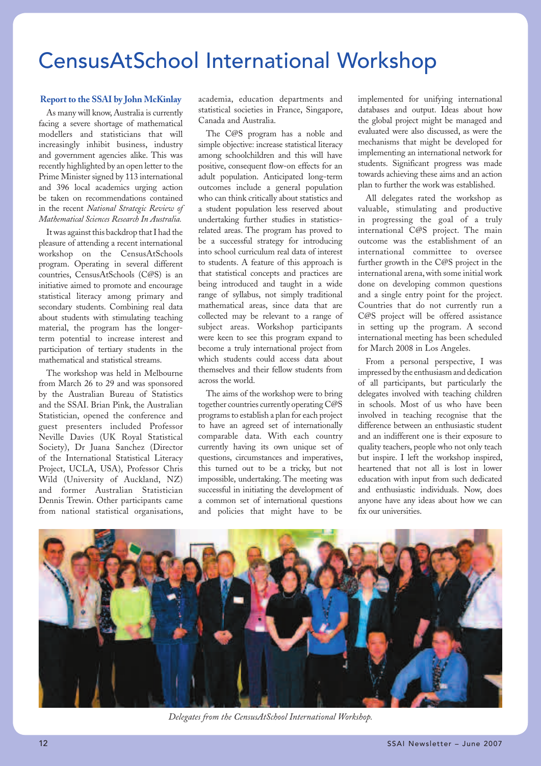# CensusAtSchool International Workshop

**Report to the SSAI by John McKinlay**

As many will know, Australia is currently facing a severe shortage of mathematical modellers and statisticians that will increasingly inhibit business, industry and government agencies alike. This was recently highlighted by an open letter to the Prime Minister signed by 113 international and 396 local academics urging action be taken on recommendations contained in the recent *National Strategic Review of Mathematical Sciences Research In Australia.*

It was against this backdrop that I had the pleasure of attending a recent international workshop on the CensusAtSchools program. Operating in several different countries, CensusAtSchools (C@S) is an initiative aimed to promote and encourage statistical literacy among primary and secondary students. Combining real data about students with stimulating teaching material, the program has the longer-term potential to increase interest and participation of tertiary students in the mathematical and statistical streams.

The workshop was held in Melbourne from March 26 to 29 and was sponsored by the Australian Bureau of Statistics and the SSAI. Brian Pink, the Australian Statistician, opened the conference and guest presenters included Professor Neville Davies (UK Royal Statistical Society), Dr Juana Sanchez (Director of the International Statistical Literacy Project, UCLA, USA), Professor Chris Wild (University of Auckland, NZ) and former Australian Statistician Dennis Trewin. Other participants came from national statistical organisations, academia, education departments and statistical societies in France, Singapore, Canada and Australia.

The C@S program has a noble and simple objective: increase statistical literacy among schoolchildren and this will have positive, consequent flow-on effects for an adult population. Anticipated long-term outcomes include a general population who can think critically about statistics and a student population less reserved about undertaking further studies in statistics-related areas. The program has proved to be a successful strategy for introducing into school curriculum real data of interest to students. A feature of this approach is that statistical concepts and practices are being introduced and taught in a wide range of syllabus, not simply traditional mathematical areas, since data that are collected may be relevant to a range of subject areas. Workshop participants were keen to see this program expand to become a truly international project from which students could access data about themselves and their fellow students from across the world.

The aims of the workshop were to bring together countries currently operating C@S programs to establish a plan for each project to have an agreed set of internationally comparable data. With each country currently having its own unique set of questions, circumstances and imperatives, this turned out to be a tricky, but not impossible, undertaking. The meeting was successful in initiating the development of a common set of international questions and policies that might have to be implemented for unifying international databases and output. Ideas about how the global project might be managed and evaluated were also discussed, as were the mechanisms that might be developed for implementing an international network for students. Significant progress was made towards achieving these aims and an action plan to further the work was established.

All delegates rated the workshop as valuable, stimulating and productive in progressing the goal of a truly international C@S project. The main outcome was the establishment of an international committee to oversee further growth in the C@S project in the international arena, with some initial work done on developing common questions and a single entry point for the project. Countries that do not currently run a C@S project will be offered assistance in setting up the program. A second international meeting has been scheduled for March 2008 in Los Angeles.

From a personal perspective, I was impressed by the enthusiasm and dedication of all participants, but particularly the delegates involved with teaching children in schools. Most of us who have been involved in teaching recognise that the difference between an enthusiastic student and an indifferent one is their exposure to quality teachers, people who not only teach but inspire. I left the workshop inspired, heartened that not all is lost in lower education with input from such dedicated and enthusiastic individuals. Now, does anyone have any ideas about how we can fix our universities.

*Delegates from the CensusAtSchool International Workshop.*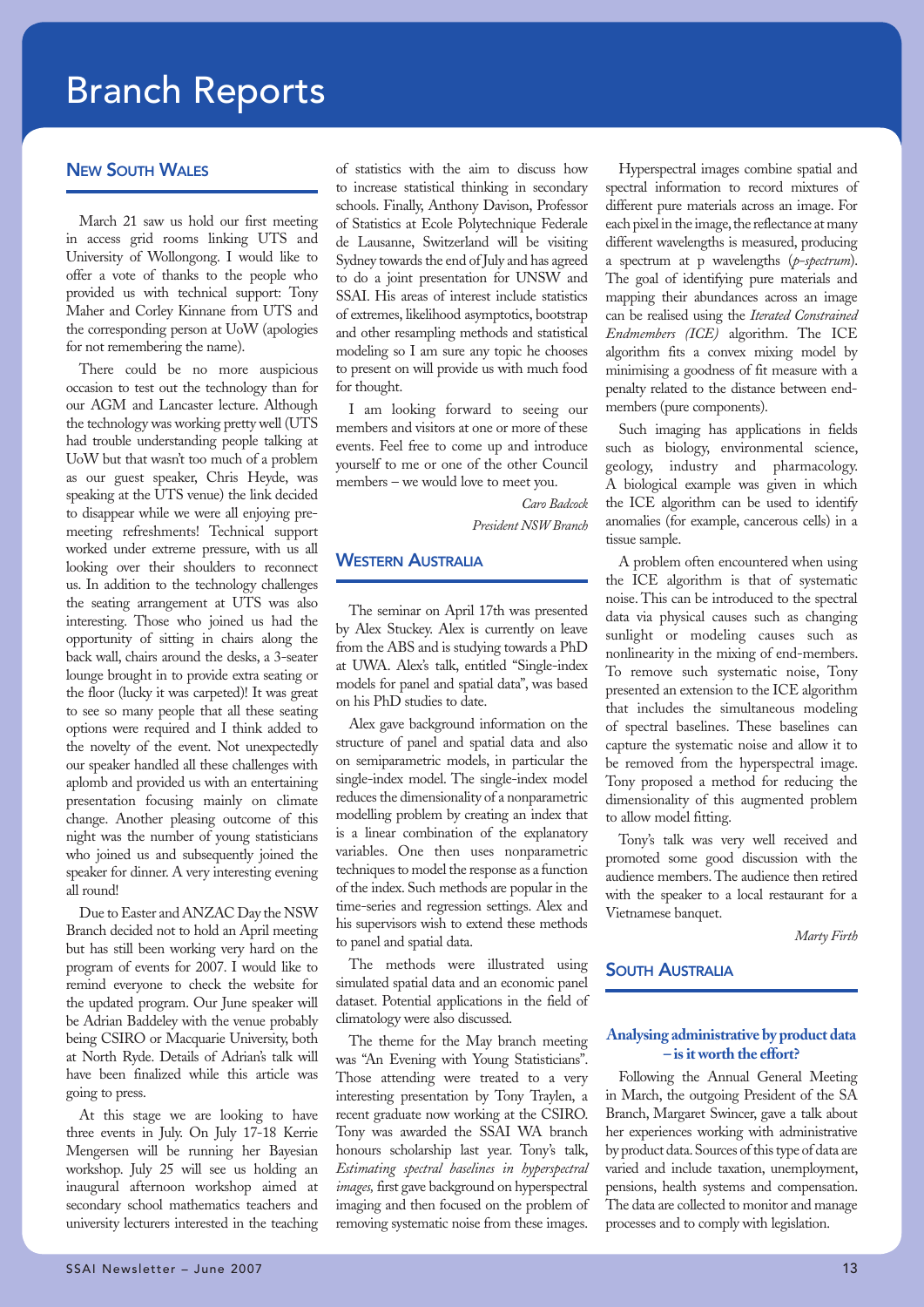# Branch Reports

## New South Wales

March 21 saw us hold our first meeting in access grid rooms linking UTS and University of Wollongong. I would like to offer a vote of thanks to the people who provided us with technical support: Tony Maher and Corley Kinnane from UTS and the corresponding person at UoW (apologies for not remembering the name).

There could be no more auspicious occasion to test out the technology than for our AGM and Lancaster lecture. Although the technology was working pretty well (UTS had trouble understanding people talking at UoW but that wasn't too much of a problem as our guest speaker, Chris Heyde, was speaking at the UTS venue) the link decided to disappear while we were all enjoying pre-meeting refreshments! Technical support worked under extreme pressure, with us all looking over their shoulders to reconnect us. In addition to the technology challenges the seating arrangement at UTS was also interesting. Those who joined us had the opportunity of sitting in chairs along the back wall, chairs around the desks, a 3-seater lounge brought in to provide extra seating or the floor (lucky it was carpeted)! It was great to see so many people that all these seating options were required and I think added to the novelty of the event. Not unexpectedly our speaker handled all these challenges with aplomb and provided us with an entertaining presentation focusing mainly on climate change. Another pleasing outcome of this night was the number of young statisticians who joined us and subsequently joined the speaker for dinner. A very interesting evening all round!

Due to Easter and ANZAC Day the NSW Branch decided not to hold an April meeting but has still been working very hard on the program of events for 2007. I would like to remind everyone to check the website for the updated program. Our June speaker will be Adrian Baddeley with the venue probably being CSIRO or Macquarie University, both at North Ryde. Details of Adrian's talk will have been finalized while this article was going to press.

At this stage we are looking to have three events in July. On July 17-18 Kerrie Mengersen will be running her Bayesian workshop. July 25 will see us holding an inaugural afternoon workshop aimed at secondary school mathematics teachers and university lecturers interested in the teaching of statistics with the aim to discuss how to increase statistical thinking in secondary schools. Finally, Anthony Davison, Professor of Statistics at Ecole Polytechnique Federale de Lausanne, Switzerland will be visiting Sydney towards the end of July and has agreed to do a joint presentation for UNSW and SSAI. His areas of interest include statistics of extremes, likelihood asymptotics, bootstrap and other resampling methods and statistical modeling so I am sure any topic he chooses to present on will provide us with much food for thought.

I am looking forward to seeing our members and visitors at one or more of these events. Feel free to come up and introduce yourself to me or one of the other Council members – we would love to meet you.

*Caro Badcock*
*President NSW Branch*

## Western Australia

The seminar on April 17th was presented by Alex Stuckey. Alex is currently on leave from the ABS and is studying towards a PhD at UWA. Alex's talk, entitled "Single-index models for panel and spatial data", was based on his PhD studies to date.

Alex gave background information on the structure of panel and spatial data and also on semiparametric models, in particular the single-index model. The single-index model reduces the dimensionality of a nonparametric modelling problem by creating an index that is a linear combination of the explanatory variables. One then uses nonparametric techniques to model the response as a function of the index. Such methods are popular in the time-series and regression settings. Alex and his supervisors wish to extend these methods to panel and spatial data.

The methods were illustrated using simulated spatial data and an economic panel dataset. Potential applications in the field of climatology were also discussed.

The theme for the May branch meeting was "An Evening with Young Statisticians". Those attending were treated to a very interesting presentation by Tony Traylen, a recent graduate now working at the CSIRO. Tony was awarded the SSAI WA branch honours scholarship last year. Tony's talk, *Estimating spectral baselines in hyperspectral images,* first gave background on hyperspectral imaging and then focused on the problem of removing systematic noise from these images.

Hyperspectral images combine spatial and spectral information to record mixtures of different pure materials across an image. For each pixel in the image, the reflectance at many different wavelengths is measured, producing a spectrum at p wavelengths (*p-spectrum*). The goal of identifying pure materials and mapping their abundances across an image can be realised using the *Iterated Constrained Endmembers (ICE)* algorithm. The ICE algorithm fits a convex mixing model by minimising a goodness of fit measure with a penalty related to the distance between end-members (pure components).

Such imaging has applications in fields such as biology, environmental science, geology, industry and pharmacology. A biological example was given in which the ICE algorithm can be used to identify anomalies (for example, cancerous cells) in a tissue sample.

A problem often encountered when using the ICE algorithm is that of systematic noise. This can be introduced to the spectral data via physical causes such as changing sunlight or modeling causes such as nonlinearity in the mixing of end-members. To remove such systematic noise, Tony presented an extension to the ICE algorithm that includes the simultaneous modeling of spectral baselines. These baselines can capture the systematic noise and allow it to be removed from the hyperspectral image. Tony proposed a method for reducing the dimensionality of this augmented problem to allow model fitting.

Tony's talk was very well received and promoted some good discussion with the audience members. The audience then retired with the speaker to a local restaurant for a Vietnamese banquet.

*Marty Firth*

## South Australia

### Analysing administrative by product data – is it worth the effort?

Following the Annual General Meeting in March, the outgoing President of the SA Branch, Margaret Swincer, gave a talk about her experiences working with administrative by product data. Sources of this type of data are varied and include taxation, unemployment, pensions, health systems and compensation. The data are collected to monitor and manage processes and to comply with legislation.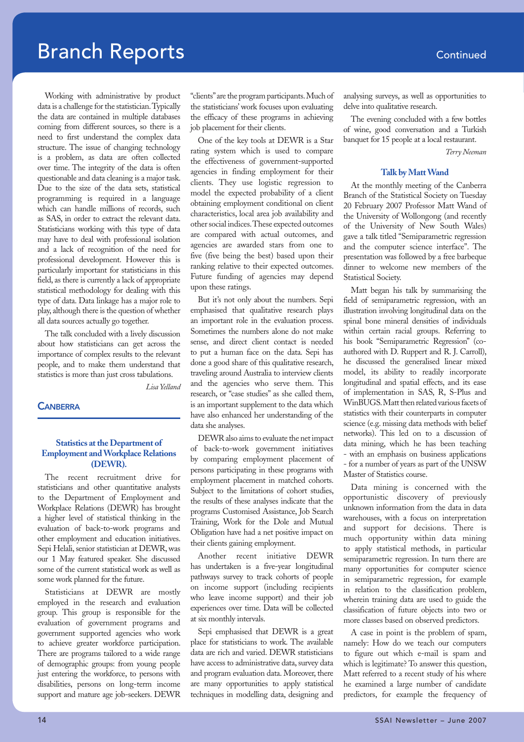# Branch Reports

Working with administrative by product data is a challenge for the statistician. Typically the data are contained in multiple databases coming from different sources, so there is a need to first understand the complex data structure. The issue of changing technology is a problem, as data are often collected over time. The integrity of the data is often questionable and data cleaning is a major task. Due to the size of the data sets, statistical programming is required in a language which can handle millions of records, such as SAS, in order to extract the relevant data. Statisticians working with this type of data may have to deal with professional isolation and a lack of recognition of the need for professional development. However this is particularly important for statisticians in this field, as there is currently a lack of appropriate statistical methodology for dealing with this type of data. Data linkage has a major role to play, although there is the question of whether all data sources actually go together.

The talk concluded with a lively discussion about how statisticians can get across the importance of complex results to the relevant people, and to make them understand that statistics is more than just cross tabulations.

*Lisa Yelland*

## Canberra

### Statistics at the Department of Employment and Workplace Relations (DEWR).

The recent recruitment drive for statisticians and other quantitative analysts to the Department of Employment and Workplace Relations (DEWR) has brought a higher level of statistical thinking in the evaluation of back-to-work programs and other employment and education initiatives. Sepi Helali, senior statistician at DEWR, was our 1 May featured speaker. She discussed some of the current statistical work as well as some work planned for the future.

Statisticians at DEWR are mostly employed in the research and evaluation group. This group is responsible for the evaluation of government programs and government supported agencies who work to achieve greater workforce participation. There are programs tailored to a wide range of demographic groups: from young people just entering the workforce, to persons with disabilities, persons on long-term income support and mature age job-seekers. DEWR "clients" are the program participants. Much of the statisticians' work focuses upon evaluating the efficacy of these programs in achieving job placement for their clients.

One of the key tools at DEWR is a Star rating system which is used to compare the effectiveness of government-supported agencies in finding employment for their clients. They use logistic regression to model the expected probability of a client obtaining employment conditional on client characteristics, local area job availability and other social indices. These expected outcomes are compared with actual outcomes, and agencies are awarded stars from one to five (five being the best) based upon their ranking relative to their expected outcomes. Future funding of agencies may depend upon these ratings.

But it's not only about the numbers. Sepi emphasised that qualitative research plays an important role in the evaluation process. Sometimes the numbers alone do not make sense, and direct client contact is needed to put a human face on the data. Sepi has done a good share of this qualitative research, traveling around Australia to interview clients and the agencies who serve them. This research, or "case studies" as she called them, is an important supplement to the data which have also enhanced her understanding of the data she analyses.

DEWR also aims to evaluate the net impact of back-to-work government initiatives by comparing employment placement of persons participating in these programs with employment placement in matched cohorts. Subject to the limitations of cohort studies, the results of these analyses indicate that the programs Customised Assistance, Job Search Training, Work for the Dole and Mutual Obligation have had a net positive impact on their clients gaining employment.

Another recent initiative DEWR has undertaken is a five-year longitudinal pathways survey to track cohorts of people on income support (including recipients who leave income support) and their job experiences over time. Data will be collected at six monthly intervals.

Sepi emphasised that DEWR is a great place for statisticians to work. The available data are rich and varied. DEWR statisticians have access to administrative data, survey data and program evaluation data. Moreover, there are many opportunities to apply statistical techniques in modelling data, designing and analysing surveys, as well as opportunities to delve into qualitative research.

The evening concluded with a few bottles of wine, good conversation and a Turkish banquet for 15 people at a local restaurant.

*Terry Neeman*

### Talk by Matt Wand

At the monthly meeting of the Canberra Branch of the Statistical Society on Tuesday 20 February 2007 Professor Matt Wand of the University of Wollongong (and recently of the University of New South Wales) gave a talk titled "Semiparametric regression and the computer science interface". The presentation was followed by a free barbeque dinner to welcome new members of the Statistical Society.

Matt began his talk by summarising the field of semiparametric regression, with an illustration involving longitudinal data on the spinal bone mineral densities of individuals within certain racial groups. Referring to his book "Semiparametric Regression" (co-authored with D. Ruppert and R. J. Carroll), he discussed the generalised linear mixed model, its ability to readily incorporate longitudinal and spatial effects, and its ease of implementation in SAS, R, S-Plus and WinBUGS. Matt then related various facets of statistics with their counterparts in computer science (e.g. missing data methods with belief networks). This led on to a discussion of data mining, which he has been teaching - with an emphasis on business applications - for a number of years as part of the UNSW Master of Statistics course.

Data mining is concerned with the opportunistic discovery of previously unknown information from the data in data warehouses, with a focus on interpretation and support for decisions. There is much opportunity within data mining to apply statistical methods, in particular semiparametric regression. In turn there are many opportunities for computer science in semiparametric regression, for example in relation to the classification problem, wherein training data are used to guide the classification of future objects into two or more classes based on observed predictors.

A case in point is the problem of spam, namely: How do we teach our computers to figure out which e-mail is spam and which is legitimate? To answer this question, Matt referred to a recent study of his where he examined a large number of candidate predictors, for example the frequency of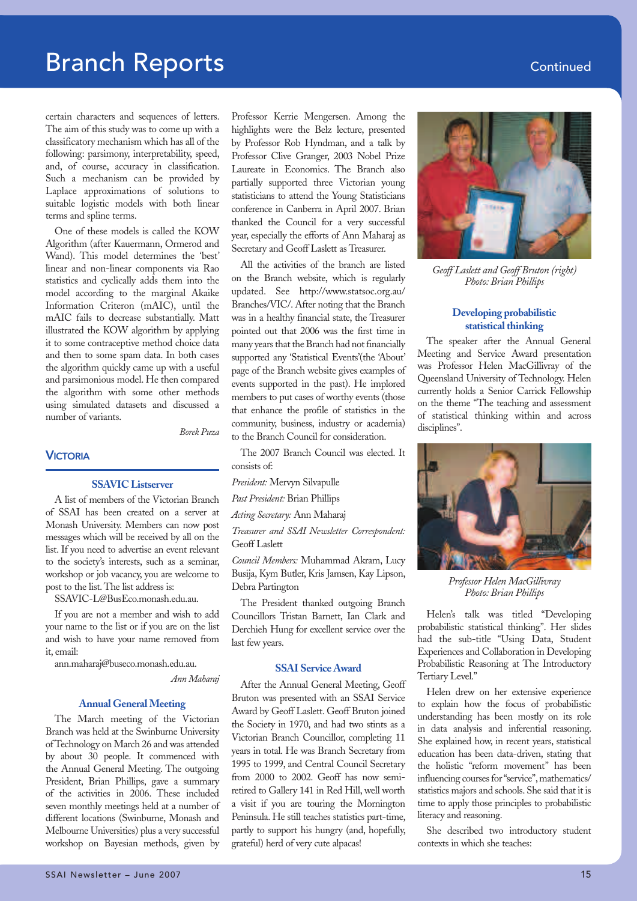certain characters and sequences of letters. The aim of this study was to come up with a classificatory mechanism which has all of the following: parsimony, interpretability, speed, and, of course, accuracy in classification. Such a mechanism can be provided by Laplace approximations of solutions to suitable logistic models with both linear terms and spline terms.

One of these models is called the KOW Algorithm (after Kauermann, Ormerod and Wand). This model determines the 'best' linear and non-linear components via Rao statistics and cyclically adds them into the model according to the marginal Akaike Information Criteron (mAIC), until the mAIC fails to decrease substantially. Matt illustrated the KOW algorithm by applying it to some contraceptive method choice data and then to some spam data. In both cases the algorithm quickly came up with a useful and parsimonious model. He then compared the algorithm with some other methods using simulated datasets and discussed a number of variants.

*Borek Puza*

## Victoria

### SSAVIC Listserver

A list of members of the Victorian Branch of SSAI has been created on a server at Monash University. Members can now post messages which will be received by all on the list. If you need to advertise an event relevant to the society's interests, such as a seminar, workshop or job vacancy, you are welcome to post to the list. The list address is:

SSAVIC-L@BusEco.monash.edu.au.

If you are not a member and wish to add your name to the list or if you are on the list and wish to have your name removed from it, email:

ann.maharaj@buseco.monash.edu.au.

*Ann Maharaj*

### Annual General Meeting

The March meeting of the Victorian Branch was held at the Swinburne University of Technology on March 26 and was attended by about 30 people. It commenced with the Annual General Meeting. The outgoing President, Brian Phillips, gave a summary of the activities in 2006. These included seven monthly meetings held at a number of different locations (Swinburne, Monash and Melbourne Universities) plus a very successful workshop on Bayesian methods, given by Professor Kerrie Mengersen. Among the highlights were the Belz lecture, presented by Professor Rob Hyndman, and a talk by Professor Clive Granger, 2003 Nobel Prize Laureate in Economics. The Branch also partially supported three Victorian young statisticians to attend the Young Statisticians conference in Canberra in April 2007. Brian thanked the Council for a very successful year, especially the efforts of Ann Maharaj as Secretary and Geoff Laslett as Treasurer.

All the activities of the branch are listed on the Branch website, which is regularly updated. See http://www.statsoc.org.au/Branches/VIC/. After noting that the Branch was in a healthy financial state, the Treasurer pointed out that 2006 was the first time in many years that the Branch had not financially supported any 'Statistical Events'(the 'About' page of the Branch website gives examples of events supported in the past). He implored members to put cases of worthy events (those that enhance the profile of statistics in the community, business, industry or academia) to the Branch Council for consideration.

The 2007 Branch Council was elected. It consists of:

*President:* Mervyn Silvapulle

*Past President:* Brian Phillips

*Acting Secretary:* Ann Maharaj

*Treasurer and SSAI Newsletter Correspondent:* Geoff Laslett

*Council Members:* Muhammad Akram, Lucy Busija, Kym Butler, Kris Jamsen, Kay Lipson, Debra Partington

The President thanked outgoing Branch Councillors Tristan Barnett, Ian Clark and Derchieh Hung for excellent service over the last few years.

### SSAI Service Award

After the Annual General Meeting, Geoff Bruton was presented with an SSAI Service Award by Geoff Laslett. Geoff Bruton joined the Society in 1970, and had two stints as a Victorian Branch Councillor, completing 11 years in total. He was Branch Secretary from 1995 to 1999, and Central Council Secretary from 2000 to 2002. Geoff has now semi-retired to Gallery 141 in Red Hill, well worth a visit if you are touring the Mornington Peninsula. He still teaches statistics part-time, partly to support his hungry (and, hopefully, grateful) herd of very cute alpacas!

*Geoff Laslett and Geoff Bruton (right)*
*Photo: Brian Phillips*

### Developing probabilistic statistical thinking

The speaker after the Annual General Meeting and Service Award presentation was Professor Helen MacGillivray of the Queensland University of Technology. Helen currently holds a Senior Carrick Fellowship on the theme "The teaching and assessment of statistical thinking within and across disciplines".

*Professor Helen MacGillivray*
*Photo: Brian Phillips*

Helen's talk was titled "Developing probabilistic statistical thinking". Her slides had the sub-title "Using Data, Student Experiences and Collaboration in Developing Probabilistic Reasoning at The Introductory Tertiary Level."

Helen drew on her extensive experience to explain how the focus of probabilistic understanding has been mostly on its role in data analysis and inferential reasoning. She explained how, in recent years, statistical education has been data-driven, stating that the holistic "reform movement" has been influencing courses for "service", mathematics/statistics majors and schools. She said that it is time to apply those principles to probabilistic literacy and reasoning.

She described two introductory student contexts in which she teaches: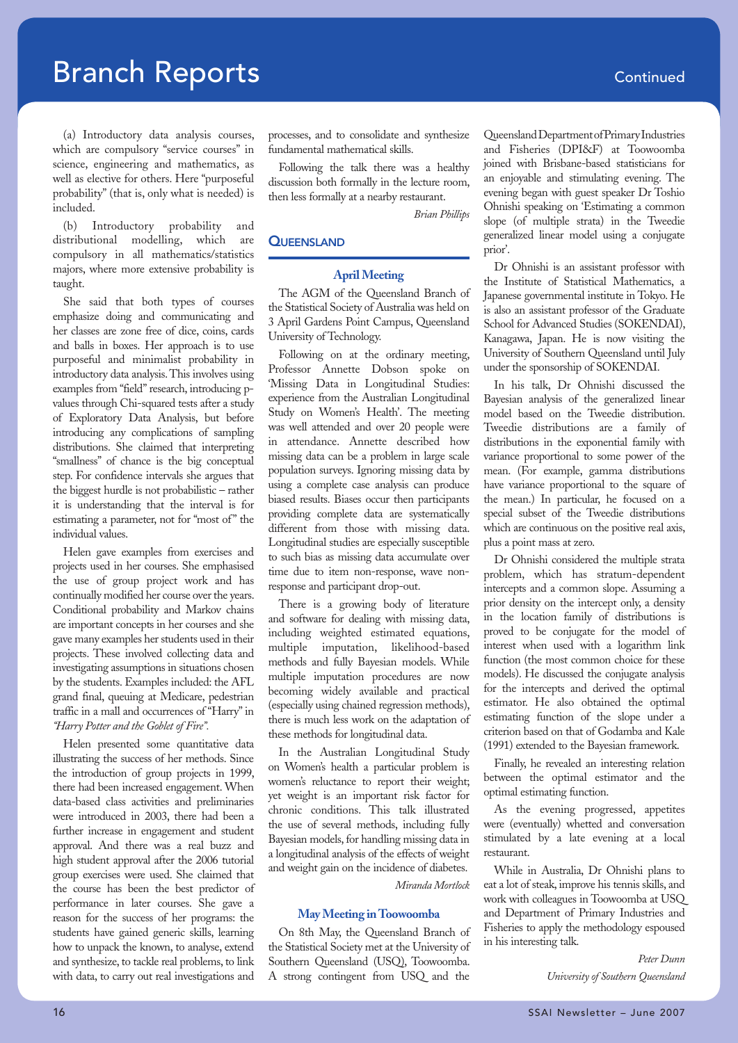# Branch Reports

Continued

(a) Introductory data analysis courses, which are compulsory "service courses" in science, engineering and mathematics, as well as elective for others. Here "purposeful probability" (that is, only what is needed) is included.

(b) Introductory probability and distributional modelling, which are compulsory in all mathematics/statistics majors, where more extensive probability is taught.

She said that both types of courses emphasize doing and communicating and her classes are zone free of dice, coins, cards and balls in boxes. Her approach is to use purposeful and minimalist probability in introductory data analysis. This involves using examples from "field" research, introducing p-values through Chi-squared tests after a study of Exploratory Data Analysis, but before introducing any complications of sampling distributions. She claimed that interpreting "smallness" of chance is the big conceptual step. For confidence intervals she argues that the biggest hurdle is not probabilistic – rather it is understanding that the interval is for estimating a parameter, not for "most of" the individual values.

Helen gave examples from exercises and projects used in her courses. She emphasised the use of group project work and has continually modified her course over the years. Conditional probability and Markov chains are important concepts in her courses and she gave many examples her students used in their projects. These involved collecting data and investigating assumptions in situations chosen by the students. Examples included: the AFL grand final, queuing at Medicare, pedestrian traffic in a mall and occurrences of "Harry" in *"Harry Potter and the Goblet of Fire"*.

Helen presented some quantitative data illustrating the success of her methods. Since the introduction of group projects in 1999, there had been increased engagement. When data-based class activities and preliminaries were introduced in 2003, there had been a further increase in engagement and student approval. And there was a real buzz and high student approval after the 2006 tutorial group exercises were used. She claimed that the course has been the best predictor of performance in later courses. She gave a reason for the success of her programs: the students have gained generic skills, learning how to unpack the known, to analyse, extend and synthesize, to tackle real problems, to link with data, to carry out real investigations and processes, and to consolidate and synthesize fundamental mathematical skills.

Following the talk there was a healthy discussion both formally in the lecture room, then less formally at a nearby restaurant.

*Brian Phillips*

## Queensland

### April Meeting

The AGM of the Queensland Branch of the Statistical Society of Australia was held on 3 April Gardens Point Campus, Queensland University of Technology.

Following on at the ordinary meeting, Professor Annette Dobson spoke on 'Missing Data in Longitudinal Studies: experience from the Australian Longitudinal Study on Women's Health'. The meeting was well attended and over 20 people were in attendance. Annette described how missing data can be a problem in large scale population surveys. Ignoring missing data by using a complete case analysis can produce biased results. Biases occur then participants providing complete data are systematically different from those with missing data. Longitudinal studies are especially susceptible to such bias as missing data accumulate over time due to item non-response, wave non-response and participant drop-out.

There is a growing body of literature and software for dealing with missing data, including weighted estimated equations, multiple imputation, likelihood-based methods and fully Bayesian models. While multiple imputation procedures are now becoming widely available and practical (especially using chained regression methods), there is much less work on the adaptation of these methods for longitudinal data.

In the Australian Longitudinal Study on Women's health a particular problem is women's reluctance to report their weight; yet weight is an important risk factor for chronic conditions. This talk illustrated the use of several methods, including fully Bayesian models, for handling missing data in a longitudinal analysis of the effects of weight and weight gain on the incidence of diabetes.

*Miranda Mortlock*

### May Meeting in Toowoomba

On 8th May, the Queensland Branch of the Statistical Society met at the University of Southern Queensland (USQ), Toowoomba. A strong contingent from USQ and the Queensland Department of Primary Industries and Fisheries (DPI&F) at Toowoomba joined with Brisbane-based statisticians for an enjoyable and stimulating evening. The evening began with guest speaker Dr Toshio Ohnishi speaking on 'Estimating a common slope (of multiple strata) in the Tweedie generalized linear model using a conjugate prior'.

Dr Ohnishi is an assistant professor with the Institute of Statistical Mathematics, a Japanese governmental institute in Tokyo. He is also an assistant professor of the Graduate School for Advanced Studies (SOKENDAI), Kanagawa, Japan. He is now visiting the University of Southern Queensland until July under the sponsorship of SOKENDAI.

In his talk, Dr Ohnishi discussed the Bayesian analysis of the generalized linear model based on the Tweedie distribution. Tweedie distributions are a family of distributions in the exponential family with variance proportional to some power of the mean. (For example, gamma distributions have variance proportional to the square of the mean.) In particular, he focused on a special subset of the Tweedie distributions which are continuous on the positive real axis, plus a point mass at zero.

Dr Ohnishi considered the multiple strata problem, which has stratum-dependent intercepts and a common slope. Assuming a prior density on the intercept only, a density in the location family of distributions is proved to be conjugate for the model of interest when used with a logarithm link function (the most common choice for these models). He discussed the conjugate analysis for the intercepts and derived the optimal estimator. He also obtained the optimal estimating function of the slope under a criterion based on that of Godamba and Kale (1991) extended to the Bayesian framework.

Finally, he revealed an interesting relation between the optimal estimator and the optimal estimating function.

As the evening progressed, appetites were (eventually) whetted and conversation stimulated by a late evening at a local restaurant.

While in Australia, Dr Ohnishi plans to eat a lot of steak, improve his tennis skills, and work with colleagues in Toowoomba at USQ and Department of Primary Industries and Fisheries to apply the methodology espoused in his interesting talk.

*Peter Dunn*
*University of Southern Queensland*